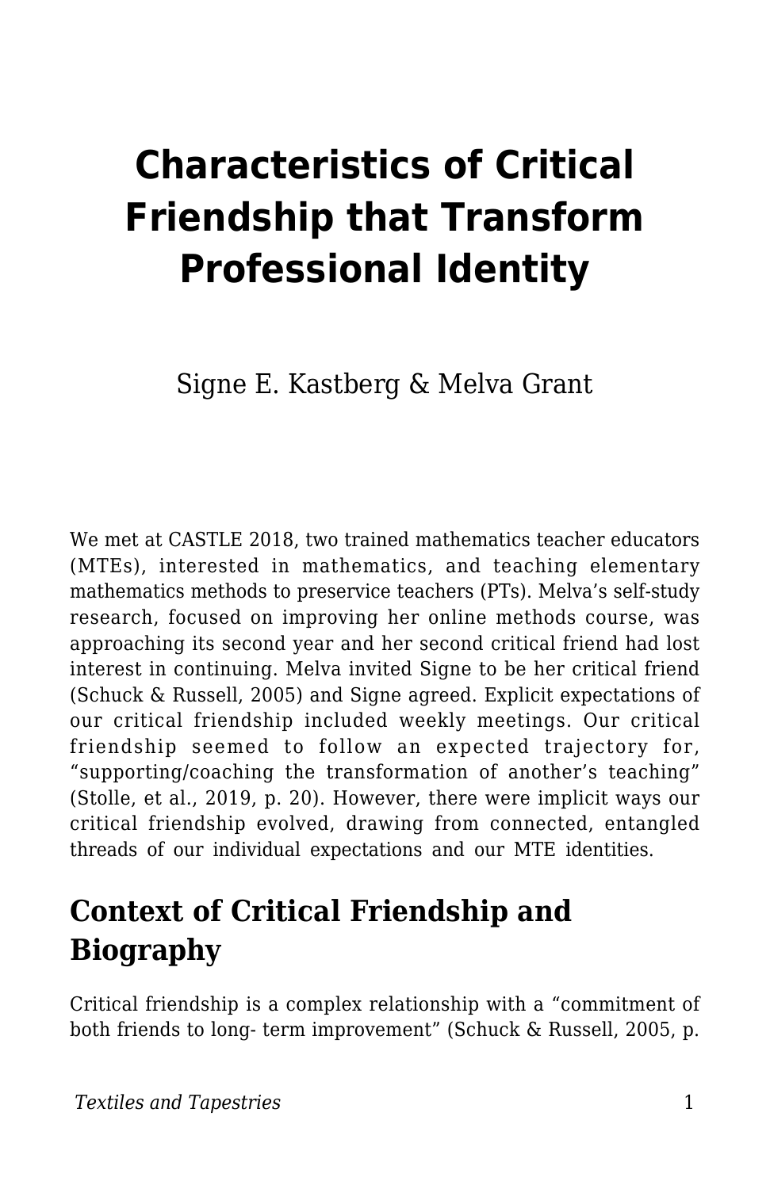# Characteristics of Critical Friendship that Transform Professional Identity

Signe E. Kastberg & Melva Grant

We met at CASTLE 2018, two trained mathematics teacher educators (MTEs), interested in mathematics, and teaching elementary mathematics methods to preservice teachers (PTs). Melva's self-study research, focused on improving her online methods course, was approaching its second year and her second critical friend had lost interest in continuing. Melva invited Signe to be her critical friend (Schuck & Russell, 2005) and Signe agreed. Explicit expectations of our critical friendship included weekly meetings. Our critical friendship seemed to follow an expected trajectory for, "supporting/coaching the transformation of another's teaching" (Stolle, et al., 2019, p. 20). However, there were implicit ways our critical friendship evolved, drawing from connected, entangled threads of our individual expectations and our MTE identities.

## Context of Critical Friendship and Biography

Critical friendship is a complex relationship with a "commitment of both friends to long- term improvement" (Schuck & Russell, 2005, p.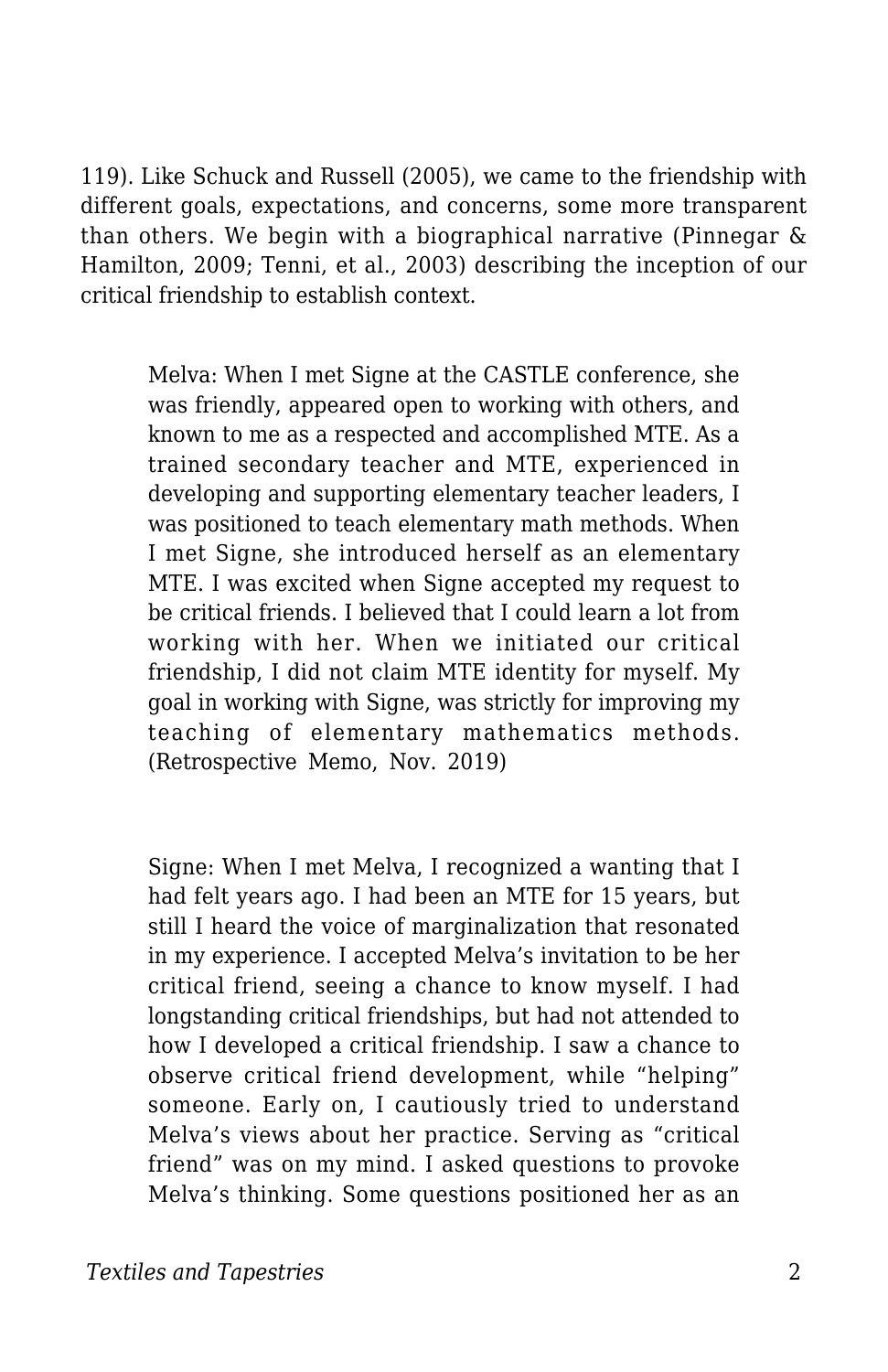119). Like Schuck and Russell (2005), we came to the friendship with different goals, expectations, and concerns, some more transparent than others. We begin with a biographical narrative (Pinnegar & Hamilton, 2009; Tenni, et al., 2003) describing the inception of our critical friendship to establish context.

> Melva: When I met Signe at the CASTLE conference, she was friendly, appeared open to working with others, and known to me as a respected and accomplished MTE. As a trained secondary teacher and MTE, experienced in developing and supporting elementary teacher leaders, I was positioned to teach elementary math methods. When I met Signe, she introduced herself as an elementary MTE. I was excited when Signe accepted my request to be critical friends. I believed that I could learn a lot from working with her. When we initiated our critical friendship, I did not claim MTE identity for myself. My goal in working with Signe, was strictly for improving my teaching of elementary mathematics methods. (Retrospective Memo, Nov. 2019)

> Signe: When I met Melva, I recognized a wanting that I had felt years ago. I had been an MTE for 15 years, but still I heard the voice of marginalization that resonated in my experience. I accepted Melva's invitation to be her critical friend, seeing a chance to know myself. I had longstanding critical friendships, but had not attended to how I developed a critical friendship. I saw a chance to observe critical friend development, while "helping" someone. Early on, I cautiously tried to understand Melva's views about her practice. Serving as "critical friend" was on my mind. I asked questions to provoke Melva's thinking. Some questions positioned her as an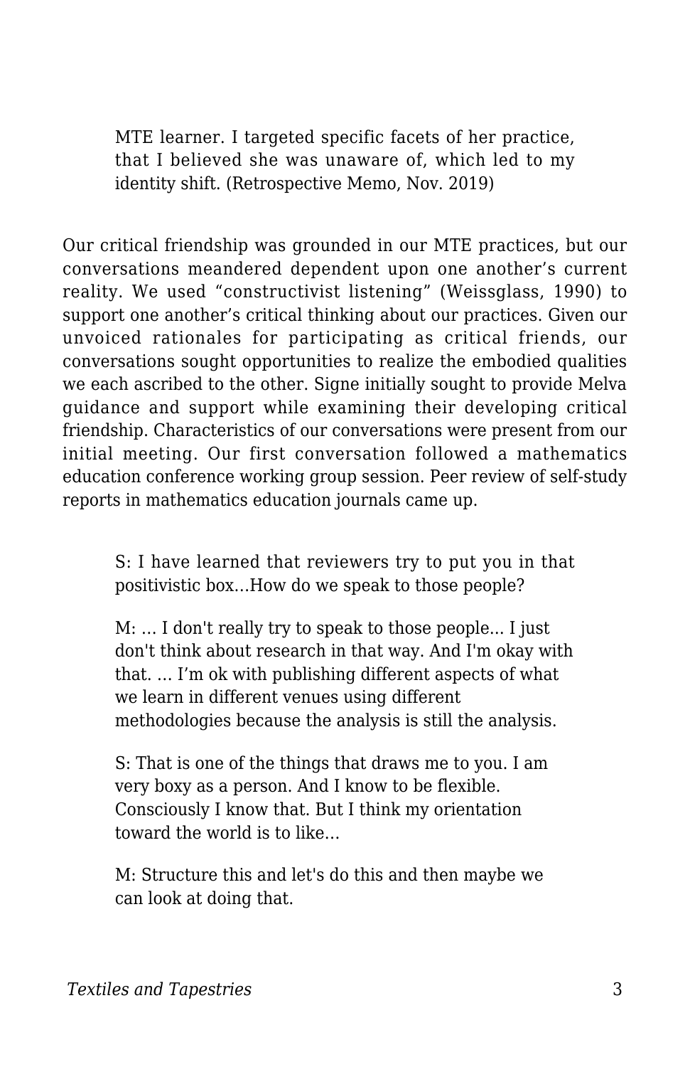> MTE learner. I targeted specific facets of her practice, that I believed she was unaware of, which led to my identity shift. (Retrospective Memo, Nov. 2019)

Our critical friendship was grounded in our MTE practices, but our conversations meandered dependent upon one another's current reality. We used "constructivist listening" (Weissglass, 1990) to support one another's critical thinking about our practices. Given our unvoiced rationales for participating as critical friends, our conversations sought opportunities to realize the embodied qualities we each ascribed to the other. Signe initially sought to provide Melva guidance and support while examining their developing critical friendship. Characteristics of our conversations were present from our initial meeting. Our first conversation followed a mathematics education conference working group session. Peer review of self-study reports in mathematics education journals came up.

> S: I have learned that reviewers try to put you in that positivistic box…How do we speak to those people?
>
> M: … I don't really try to speak to those people... I just don't think about research in that way. And I'm okay with that. … I'm ok with publishing different aspects of what we learn in different venues using different methodologies because the analysis is still the analysis.
>
> S: That is one of the things that draws me to you. I am very boxy as a person. And I know to be flexible. Consciously I know that. But I think my orientation toward the world is to like…
>
> M: Structure this and let's do this and then maybe we can look at doing that.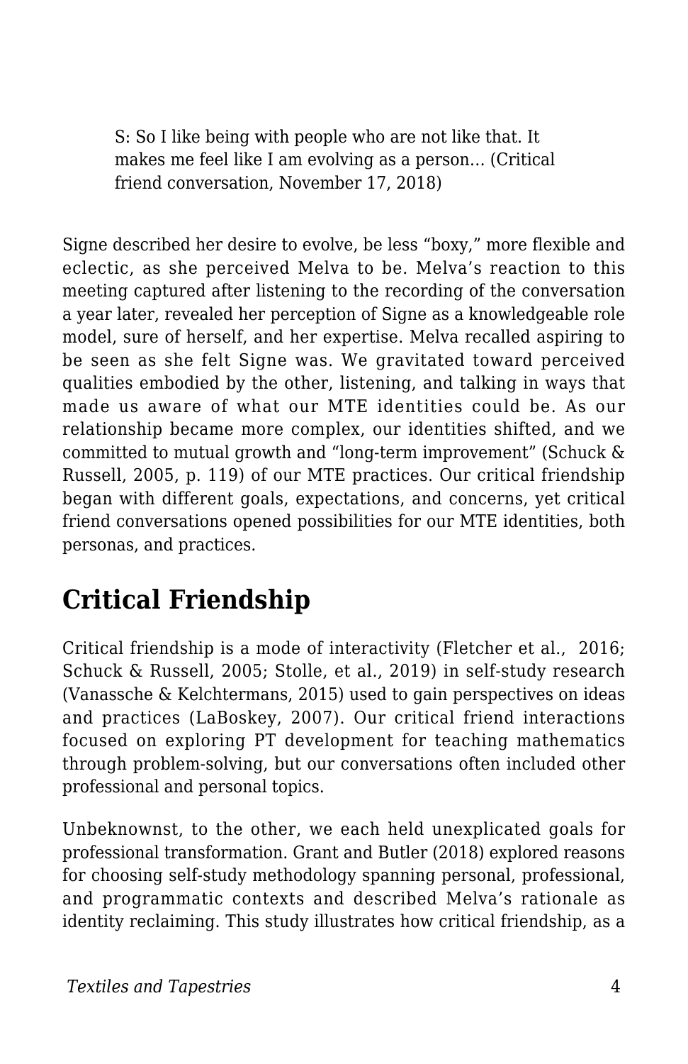> S: So I like being with people who are not like that. It makes me feel like I am evolving as a person… (Critical friend conversation, November 17, 2018)

Signe described her desire to evolve, be less “boxy,” more flexible and eclectic, as she perceived Melva to be. Melva’s reaction to this meeting captured after listening to the recording of the conversation a year later, revealed her perception of Signe as a knowledgeable role model, sure of herself, and her expertise. Melva recalled aspiring to be seen as she felt Signe was. We gravitated toward perceived qualities embodied by the other, listening, and talking in ways that made us aware of what our MTE identities could be. As our relationship became more complex, our identities shifted, and we committed to mutual growth and “long-term improvement” (Schuck & Russell, 2005, p. 119) of our MTE practices. Our critical friendship began with different goals, expectations, and concerns, yet critical friend conversations opened possibilities for our MTE identities, both personas, and practices.

## Critical Friendship

Critical friendship is a mode of interactivity (Fletcher et al., 2016; Schuck & Russell, 2005; Stolle, et al., 2019) in self-study research (Vanassche & Kelchtermans, 2015) used to gain perspectives on ideas and practices (LaBoskey, 2007). Our critical friend interactions focused on exploring PT development for teaching mathematics through problem-solving, but our conversations often included other professional and personal topics.

Unbeknownst, to the other, we each held unexplicated goals for professional transformation. Grant and Butler (2018) explored reasons for choosing self-study methodology spanning personal, professional, and programmatic contexts and described Melva’s rationale as identity reclaiming. This study illustrates how critical friendship, as a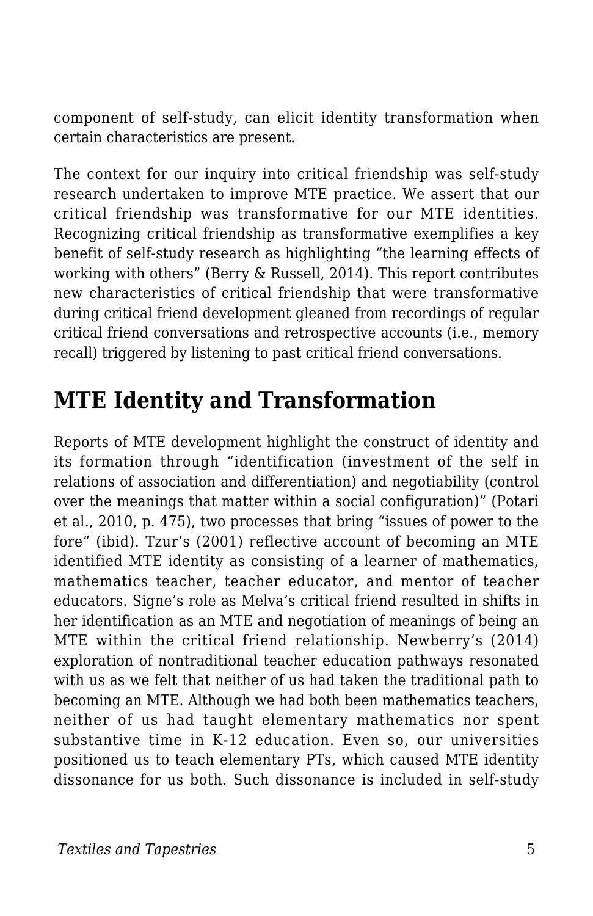component of self-study, can elicit identity transformation when certain characteristics are present.

The context for our inquiry into critical friendship was self-study research undertaken to improve MTE practice. We assert that our critical friendship was transformative for our MTE identities. Recognizing critical friendship as transformative exemplifies a key benefit of self-study research as highlighting "the learning effects of working with others" (Berry & Russell, 2014). This report contributes new characteristics of critical friendship that were transformative during critical friend development gleaned from recordings of regular critical friend conversations and retrospective accounts (i.e., memory recall) triggered by listening to past critical friend conversations.

## MTE Identity and Transformation

Reports of MTE development highlight the construct of identity and its formation through "identification (investment of the self in relations of association and differentiation) and negotiability (control over the meanings that matter within a social configuration)" (Potari et al., 2010, p. 475), two processes that bring "issues of power to the fore" (ibid). Tzur's (2001) reflective account of becoming an MTE identified MTE identity as consisting of a learner of mathematics, mathematics teacher, teacher educator, and mentor of teacher educators. Signe's role as Melva's critical friend resulted in shifts in her identification as an MTE and negotiation of meanings of being an MTE within the critical friend relationship. Newberry's (2014) exploration of nontraditional teacher education pathways resonated with us as we felt that neither of us had taken the traditional path to becoming an MTE. Although we had both been mathematics teachers, neither of us had taught elementary mathematics nor spent substantive time in K-12 education. Even so, our universities positioned us to teach elementary PTs, which caused MTE identity dissonance for us both. Such dissonance is included in self-study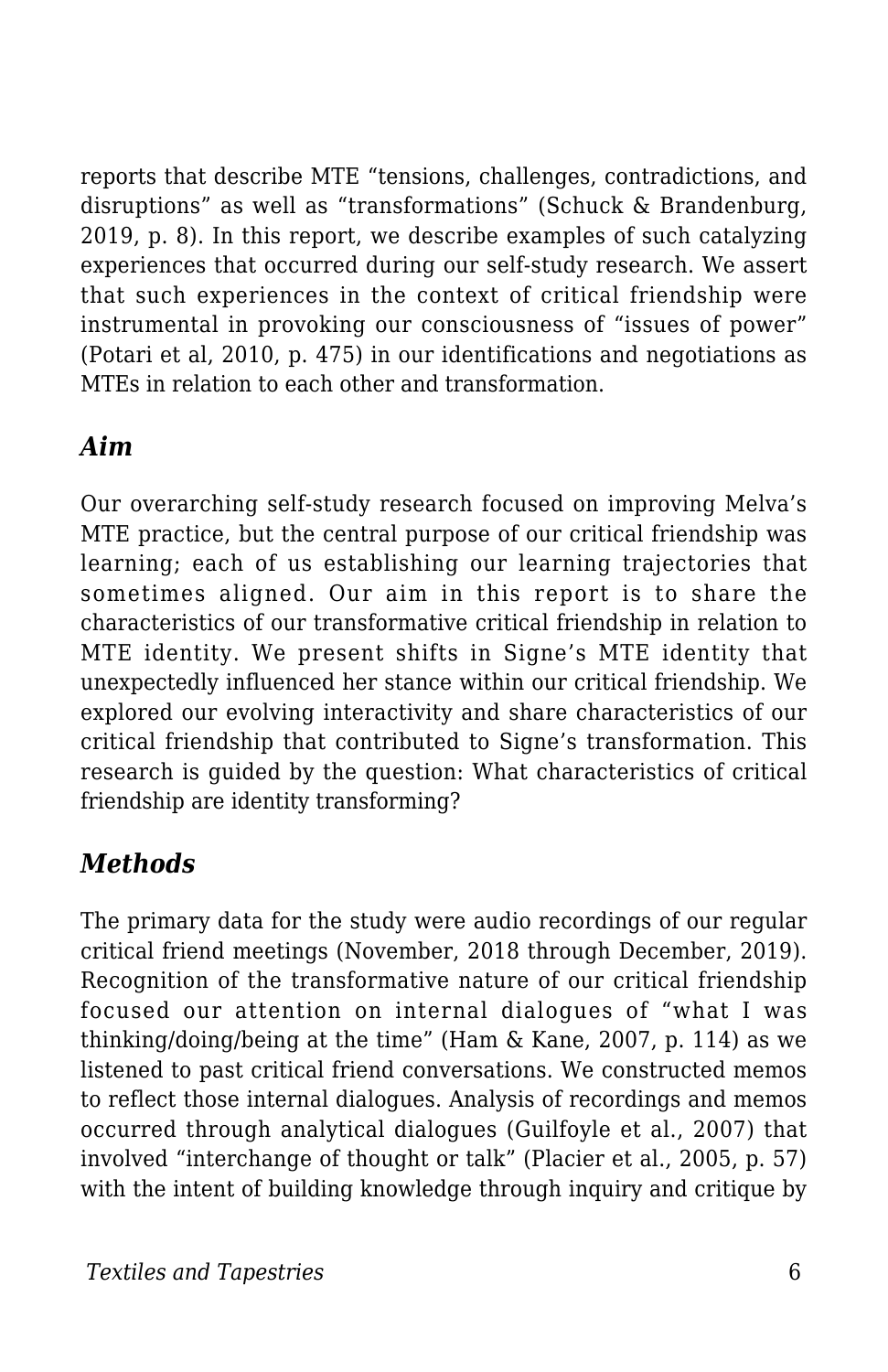reports that describe MTE "tensions, challenges, contradictions, and disruptions" as well as "transformations" (Schuck & Brandenburg, 2019, p. 8). In this report, we describe examples of such catalyzing experiences that occurred during our self-study research. We assert that such experiences in the context of critical friendship were instrumental in provoking our consciousness of "issues of power" (Potari et al, 2010, p. 475) in our identifications and negotiations as MTEs in relation to each other and transformation.

## *Aim*

Our overarching self-study research focused on improving Melva's MTE practice, but the central purpose of our critical friendship was learning; each of us establishing our learning trajectories that sometimes aligned. Our aim in this report is to share the characteristics of our transformative critical friendship in relation to MTE identity. We present shifts in Signe's MTE identity that unexpectedly influenced her stance within our critical friendship. We explored our evolving interactivity and share characteristics of our critical friendship that contributed to Signe's transformation. This research is guided by the question: What characteristics of critical friendship are identity transforming?

## *Methods*

The primary data for the study were audio recordings of our regular critical friend meetings (November, 2018 through December, 2019). Recognition of the transformative nature of our critical friendship focused our attention on internal dialogues of "what I was thinking/doing/being at the time" (Ham & Kane, 2007, p. 114) as we listened to past critical friend conversations. We constructed memos to reflect those internal dialogues. Analysis of recordings and memos occurred through analytical dialogues (Guilfoyle et al., 2007) that involved "interchange of thought or talk" (Placier et al., 2005, p. 57) with the intent of building knowledge through inquiry and critique by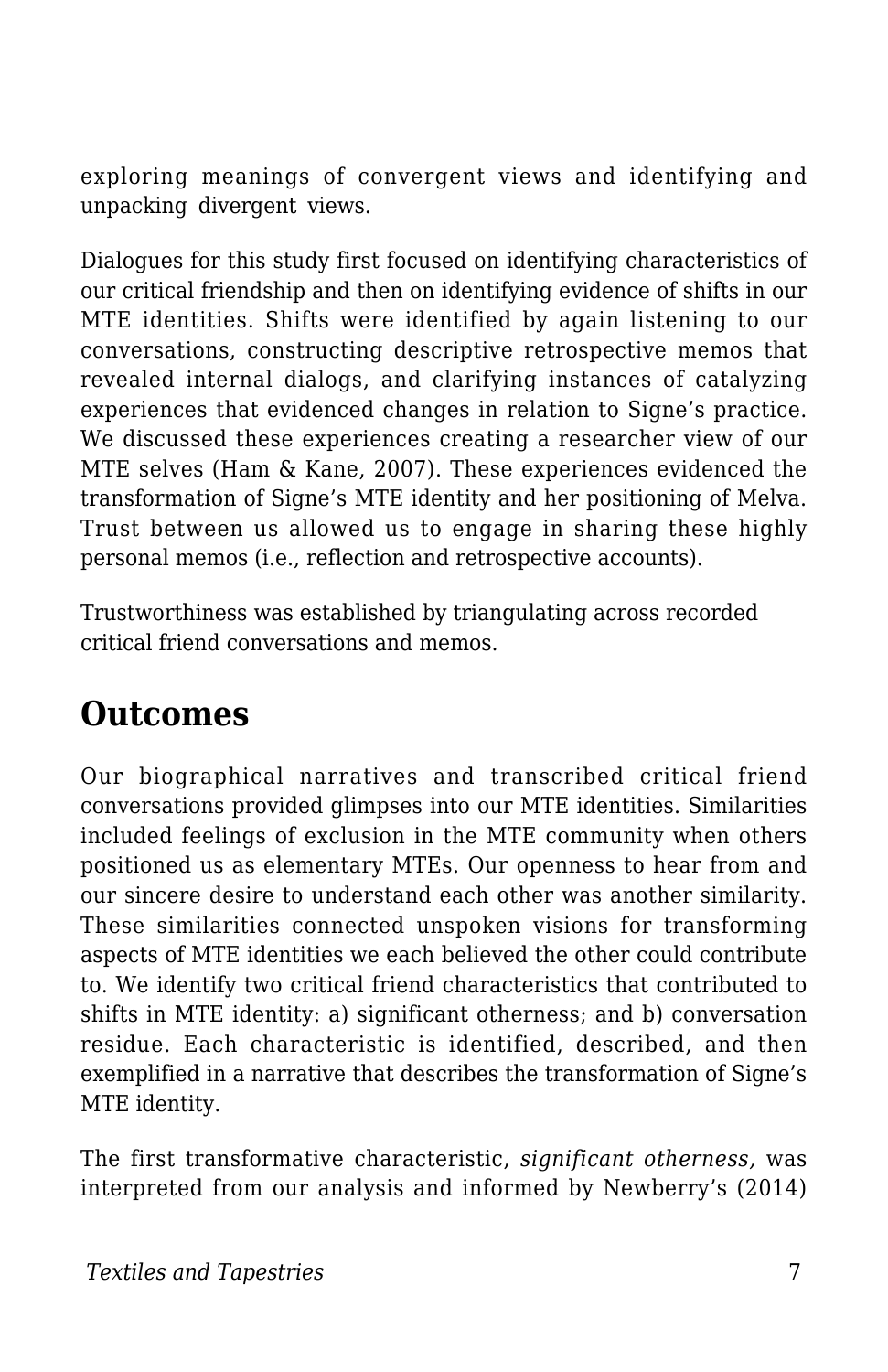exploring meanings of convergent views and identifying and unpacking divergent views.

Dialogues for this study first focused on identifying characteristics of our critical friendship and then on identifying evidence of shifts in our MTE identities. Shifts were identified by again listening to our conversations, constructing descriptive retrospective memos that revealed internal dialogs, and clarifying instances of catalyzing experiences that evidenced changes in relation to Signe's practice. We discussed these experiences creating a researcher view of our MTE selves (Ham & Kane, 2007). These experiences evidenced the transformation of Signe's MTE identity and her positioning of Melva. Trust between us allowed us to engage in sharing these highly personal memos (i.e., reflection and retrospective accounts).

Trustworthiness was established by triangulating across recorded critical friend conversations and memos.

## Outcomes

Our biographical narratives and transcribed critical friend conversations provided glimpses into our MTE identities. Similarities included feelings of exclusion in the MTE community when others positioned us as elementary MTEs. Our openness to hear from and our sincere desire to understand each other was another similarity. These similarities connected unspoken visions for transforming aspects of MTE identities we each believed the other could contribute to. We identify two critical friend characteristics that contributed to shifts in MTE identity: a) significant otherness; and b) conversation residue. Each characteristic is identified, described, and then exemplified in a narrative that describes the transformation of Signe's MTE identity.

The first transformative characteristic, *significant otherness,* was interpreted from our analysis and informed by Newberry's (2014)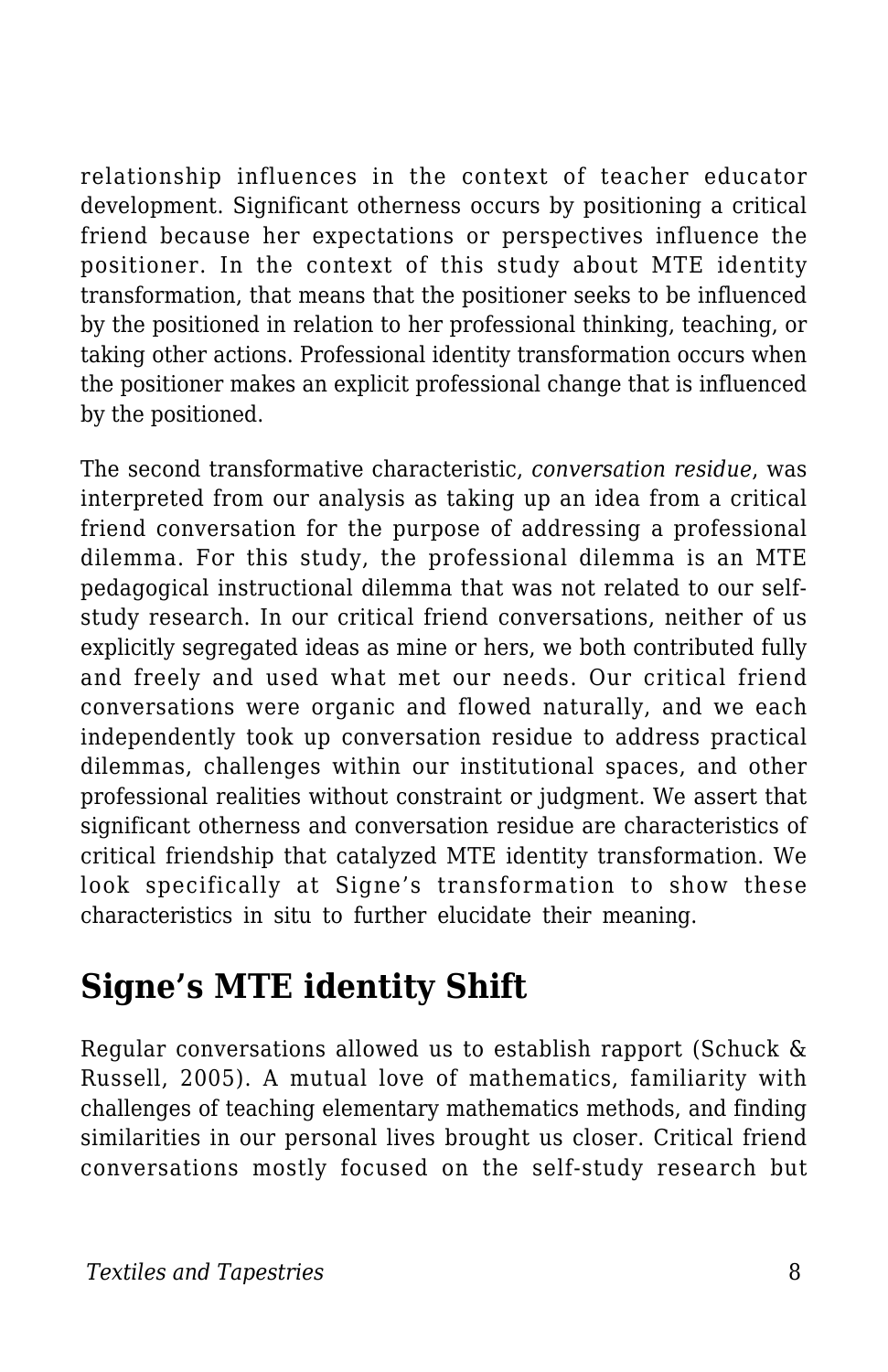relationship influences in the context of teacher educator development. Significant otherness occurs by positioning a critical friend because her expectations or perspectives influence the positioner. In the context of this study about MTE identity transformation, that means that the positioner seeks to be influenced by the positioned in relation to her professional thinking, teaching, or taking other actions. Professional identity transformation occurs when the positioner makes an explicit professional change that is influenced by the positioned.

The second transformative characteristic, *conversation residue*, was interpreted from our analysis as taking up an idea from a critical friend conversation for the purpose of addressing a professional dilemma. For this study, the professional dilemma is an MTE pedagogical instructional dilemma that was not related to our self-study research. In our critical friend conversations, neither of us explicitly segregated ideas as mine or hers, we both contributed fully and freely and used what met our needs. Our critical friend conversations were organic and flowed naturally, and we each independently took up conversation residue to address practical dilemmas, challenges within our institutional spaces, and other professional realities without constraint or judgment. We assert that significant otherness and conversation residue are characteristics of critical friendship that catalyzed MTE identity transformation. We look specifically at Signe's transformation to show these characteristics in situ to further elucidate their meaning.

## Signe's MTE identity Shift

Regular conversations allowed us to establish rapport (Schuck & Russell, 2005). A mutual love of mathematics, familiarity with challenges of teaching elementary mathematics methods, and finding similarities in our personal lives brought us closer. Critical friend conversations mostly focused on the self-study research but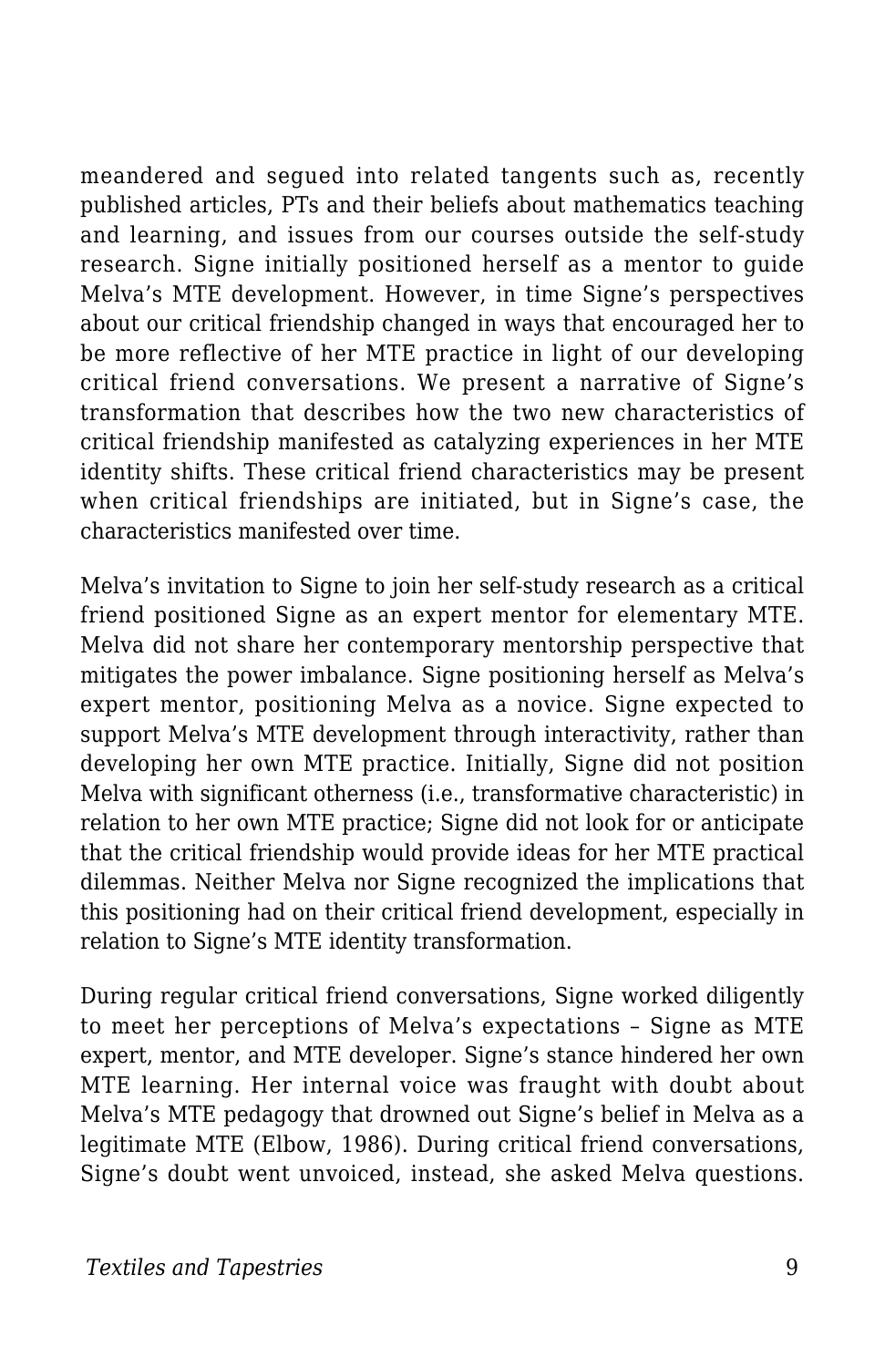meandered and segued into related tangents such as, recently published articles, PTs and their beliefs about mathematics teaching and learning, and issues from our courses outside the self-study research. Signe initially positioned herself as a mentor to guide Melva's MTE development. However, in time Signe's perspectives about our critical friendship changed in ways that encouraged her to be more reflective of her MTE practice in light of our developing critical friend conversations. We present a narrative of Signe's transformation that describes how the two new characteristics of critical friendship manifested as catalyzing experiences in her MTE identity shifts. These critical friend characteristics may be present when critical friendships are initiated, but in Signe's case, the characteristics manifested over time.

Melva's invitation to Signe to join her self-study research as a critical friend positioned Signe as an expert mentor for elementary MTE. Melva did not share her contemporary mentorship perspective that mitigates the power imbalance. Signe positioning herself as Melva's expert mentor, positioning Melva as a novice. Signe expected to support Melva's MTE development through interactivity, rather than developing her own MTE practice. Initially, Signe did not position Melva with significant otherness (i.e., transformative characteristic) in relation to her own MTE practice; Signe did not look for or anticipate that the critical friendship would provide ideas for her MTE practical dilemmas. Neither Melva nor Signe recognized the implications that this positioning had on their critical friend development, especially in relation to Signe's MTE identity transformation.

During regular critical friend conversations, Signe worked diligently to meet her perceptions of Melva's expectations – Signe as MTE expert, mentor, and MTE developer. Signe's stance hindered her own MTE learning. Her internal voice was fraught with doubt about Melva's MTE pedagogy that drowned out Signe's belief in Melva as a legitimate MTE (Elbow, 1986). During critical friend conversations, Signe's doubt went unvoiced, instead, she asked Melva questions.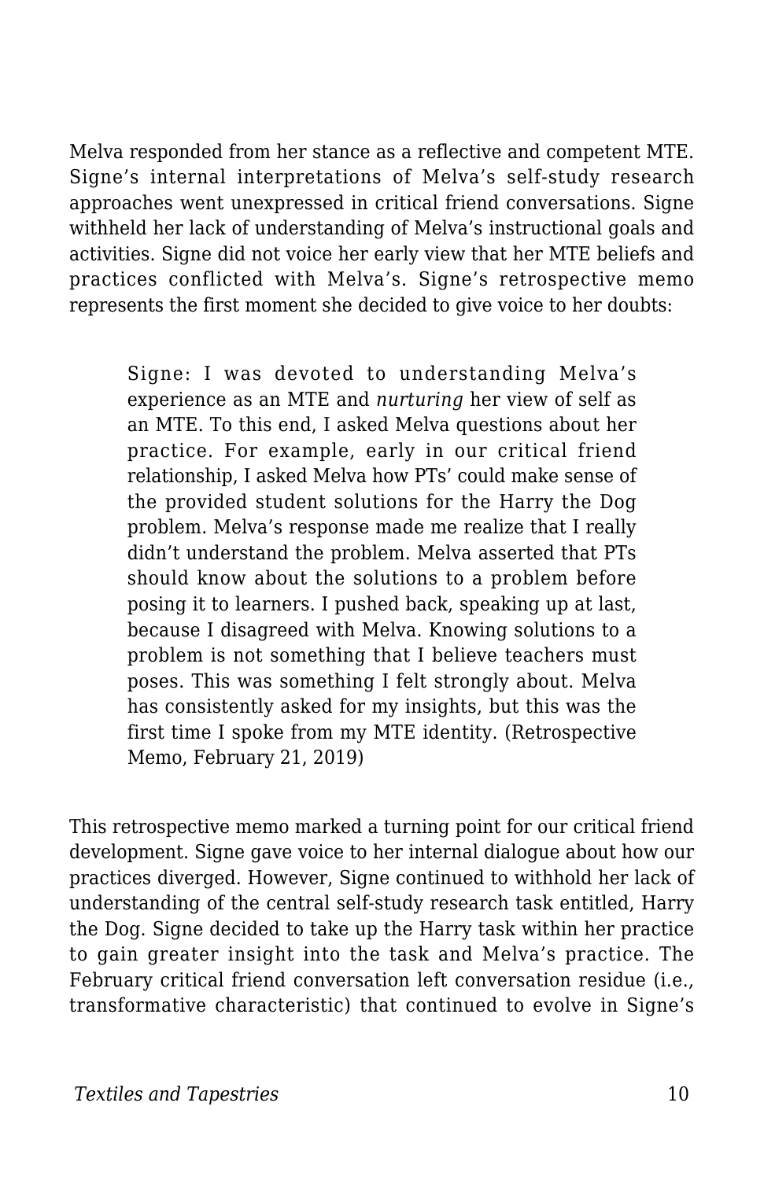Melva responded from her stance as a reflective and competent MTE. Signe's internal interpretations of Melva's self-study research approaches went unexpressed in critical friend conversations. Signe withheld her lack of understanding of Melva's instructional goals and activities. Signe did not voice her early view that her MTE beliefs and practices conflicted with Melva's. Signe's retrospective memo represents the first moment she decided to give voice to her doubts:

> Signe: I was devoted to understanding Melva's experience as an MTE and *nurturing* her view of self as an MTE. To this end, I asked Melva questions about her practice. For example, early in our critical friend relationship, I asked Melva how PTs' could make sense of the provided student solutions for the Harry the Dog problem. Melva's response made me realize that I really didn't understand the problem. Melva asserted that PTs should know about the solutions to a problem before posing it to learners. I pushed back, speaking up at last, because I disagreed with Melva. Knowing solutions to a problem is not something that I believe teachers must poses. This was something I felt strongly about. Melva has consistently asked for my insights, but this was the first time I spoke from my MTE identity. (Retrospective Memo, February 21, 2019)

This retrospective memo marked a turning point for our critical friend development. Signe gave voice to her internal dialogue about how our practices diverged. However, Signe continued to withhold her lack of understanding of the central self-study research task entitled, Harry the Dog. Signe decided to take up the Harry task within her practice to gain greater insight into the task and Melva's practice. The February critical friend conversation left conversation residue (i.e., transformative characteristic) that continued to evolve in Signe's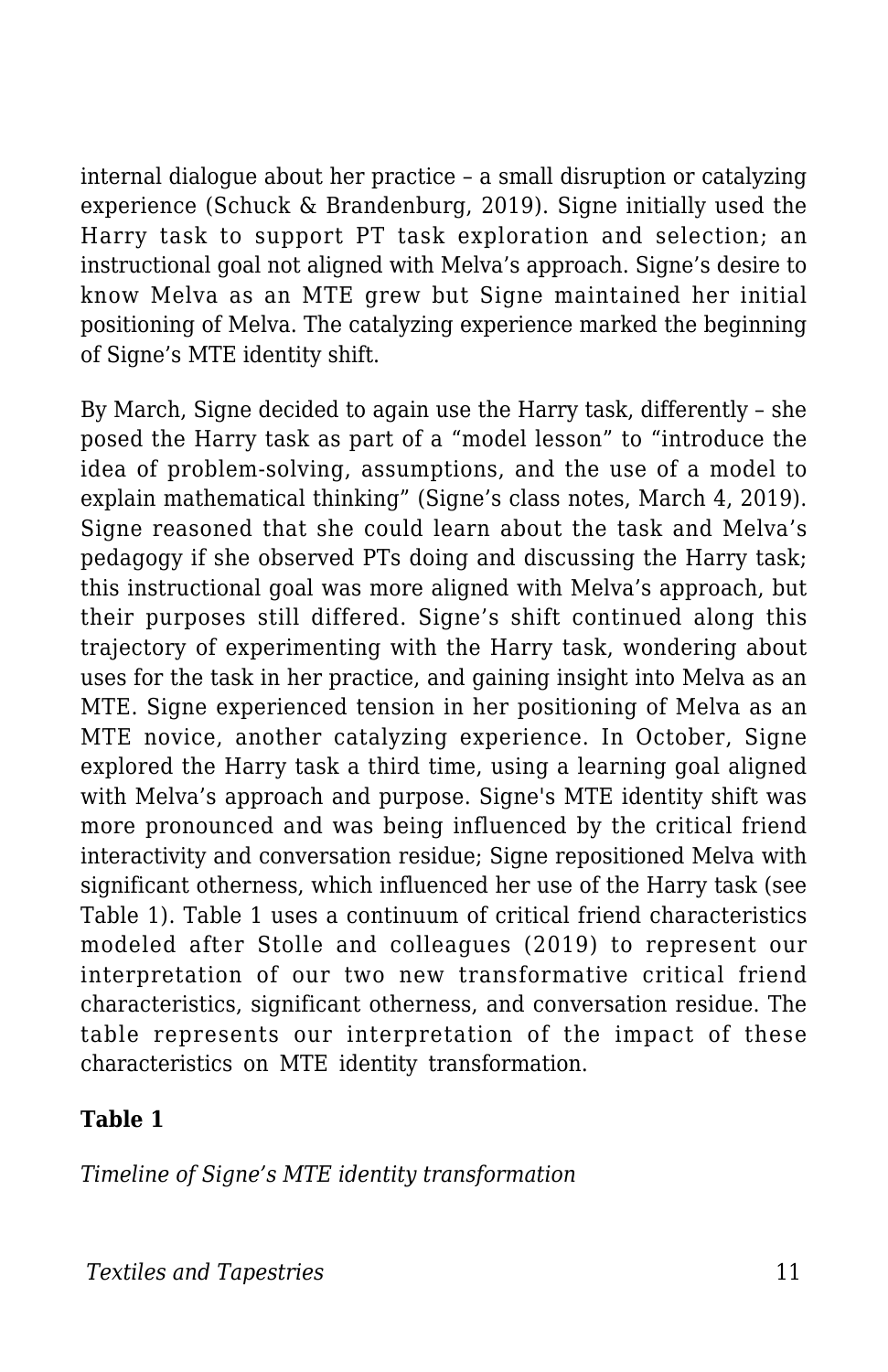internal dialogue about her practice – a small disruption or catalyzing experience (Schuck & Brandenburg, 2019). Signe initially used the Harry task to support PT task exploration and selection; an instructional goal not aligned with Melva's approach. Signe's desire to know Melva as an MTE grew but Signe maintained her initial positioning of Melva. The catalyzing experience marked the beginning of Signe's MTE identity shift.

By March, Signe decided to again use the Harry task, differently – she posed the Harry task as part of a "model lesson" to "introduce the idea of problem-solving, assumptions, and the use of a model to explain mathematical thinking" (Signe's class notes, March 4, 2019). Signe reasoned that she could learn about the task and Melva's pedagogy if she observed PTs doing and discussing the Harry task; this instructional goal was more aligned with Melva's approach, but their purposes still differed. Signe's shift continued along this trajectory of experimenting with the Harry task, wondering about uses for the task in her practice, and gaining insight into Melva as an MTE. Signe experienced tension in her positioning of Melva as an MTE novice, another catalyzing experience. In October, Signe explored the Harry task a third time, using a learning goal aligned with Melva's approach and purpose. Signe's MTE identity shift was more pronounced and was being influenced by the critical friend interactivity and conversation residue; Signe repositioned Melva with significant otherness, which influenced her use of the Harry task (see Table 1). Table 1 uses a continuum of critical friend characteristics modeled after Stolle and colleagues (2019) to represent our interpretation of our two new transformative critical friend characteristics, significant otherness, and conversation residue. The table represents our interpretation of the impact of these characteristics on MTE identity transformation.

**Table 1**

*Timeline of Signe's MTE identity transformation*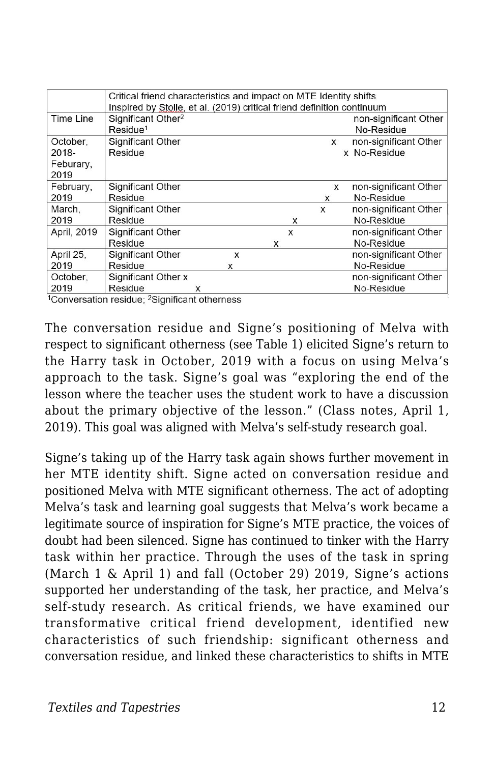| Time Line | Critical friend characteristics and impact on MTE Identity shifts<br>Inspired by Stolle, et al. (2019) critical friend definition continuum | | | | | | |
|---|---|---|---|---|---|---|---|
| | Significant Other[2] | | | | | | non-significant Other |
| | Residue[1] | | | | | | No-Residue |
| October, 2018-Feburary, 2019 | Significant Other | | | | | x | non-significant Other |
| | Residue | | | | | x | No-Residue |
| February, 2019 | Significant Other | | | | | x | non-significant Other |
| | Residue | | | | | x | No-Residue |
| March, 2019 | Significant Other | | | | | x | non-significant Other |
| | Residue | | | | x | | No-Residue |
| April, 2019 | Significant Other | | | | x | | non-significant Other |
| | Residue | | | x | | | No-Residue |
| April 25, 2019 | Significant Other | | x | | | | non-significant Other |
| | Residue | | x | | | | No-Residue |
| October, 2019 | Significant Other x | | | | | | non-significant Other |
| | Residue | x | | | | | No-Residue |

[1]Conversation residue; [2]Significant otherness

The conversation residue and Signe's positioning of Melva with respect to significant otherness (see Table 1) elicited Signe's return to the Harry task in October, 2019 with a focus on using Melva's approach to the task. Signe's goal was "exploring the end of the lesson where the teacher uses the student work to have a discussion about the primary objective of the lesson." (Class notes, April 1, 2019). This goal was aligned with Melva's self-study research goal.

Signe's taking up of the Harry task again shows further movement in her MTE identity shift. Signe acted on conversation residue and positioned Melva with MTE significant otherness. The act of adopting Melva's task and learning goal suggests that Melva's work became a legitimate source of inspiration for Signe's MTE practice, the voices of doubt had been silenced. Signe has continued to tinker with the Harry task within her practice. Through the uses of the task in spring (March 1 & April 1) and fall (October 29) 2019, Signe's actions supported her understanding of the task, her practice, and Melva's self-study research. As critical friends, we have examined our transformative critical friend development, identified new characteristics of such friendship: significant otherness and conversation residue, and linked these characteristics to shifts in MTE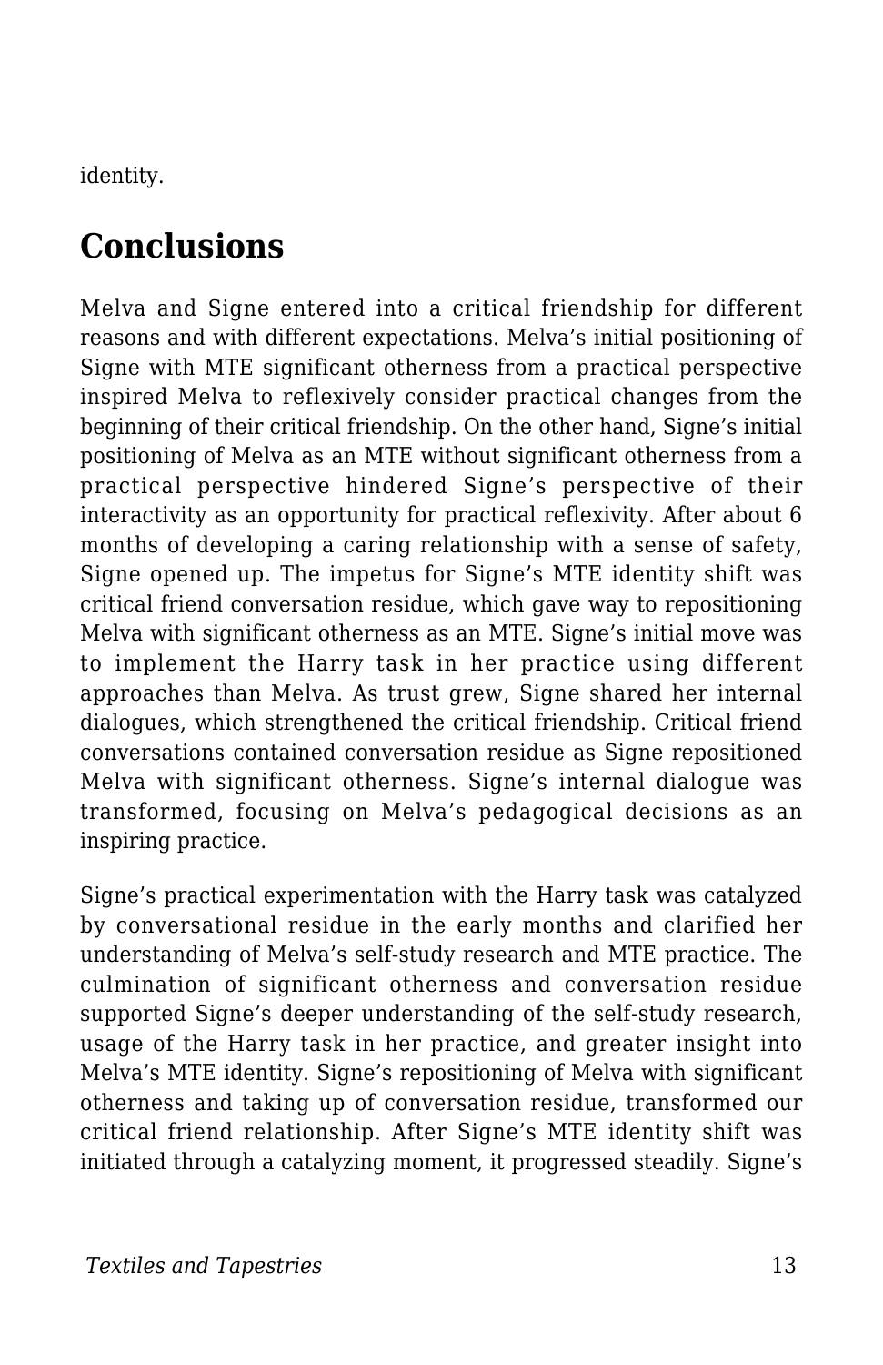identity.

## Conclusions

Melva and Signe entered into a critical friendship for different reasons and with different expectations. Melva's initial positioning of Signe with MTE significant otherness from a practical perspective inspired Melva to reflexively consider practical changes from the beginning of their critical friendship. On the other hand, Signe's initial positioning of Melva as an MTE without significant otherness from a practical perspective hindered Signe's perspective of their interactivity as an opportunity for practical reflexivity. After about 6 months of developing a caring relationship with a sense of safety, Signe opened up. The impetus for Signe's MTE identity shift was critical friend conversation residue, which gave way to repositioning Melva with significant otherness as an MTE. Signe's initial move was to implement the Harry task in her practice using different approaches than Melva. As trust grew, Signe shared her internal dialogues, which strengthened the critical friendship. Critical friend conversations contained conversation residue as Signe repositioned Melva with significant otherness. Signe's internal dialogue was transformed, focusing on Melva's pedagogical decisions as an inspiring practice.

Signe's practical experimentation with the Harry task was catalyzed by conversational residue in the early months and clarified her understanding of Melva's self-study research and MTE practice. The culmination of significant otherness and conversation residue supported Signe's deeper understanding of the self-study research, usage of the Harry task in her practice, and greater insight into Melva's MTE identity. Signe's repositioning of Melva with significant otherness and taking up of conversation residue, transformed our critical friend relationship. After Signe's MTE identity shift was initiated through a catalyzing moment, it progressed steadily. Signe's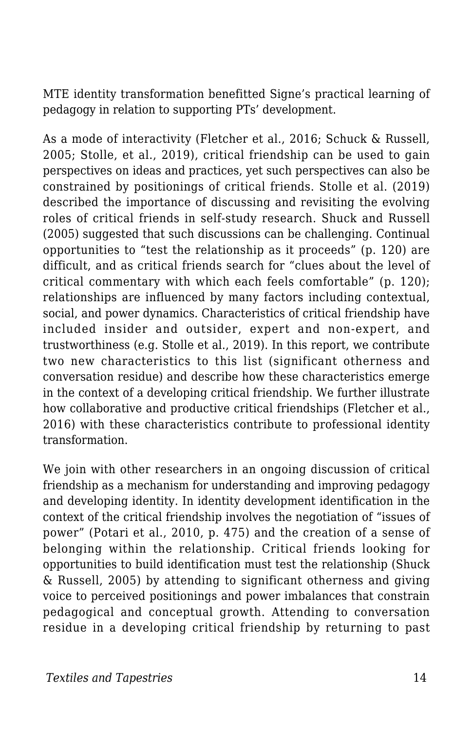MTE identity transformation benefitted Signe's practical learning of pedagogy in relation to supporting PTs' development.

As a mode of interactivity (Fletcher et al., 2016; Schuck & Russell, 2005; Stolle, et al., 2019), critical friendship can be used to gain perspectives on ideas and practices, yet such perspectives can also be constrained by positionings of critical friends. Stolle et al. (2019) described the importance of discussing and revisiting the evolving roles of critical friends in self-study research. Shuck and Russell (2005) suggested that such discussions can be challenging. Continual opportunities to "test the relationship as it proceeds" (p. 120) are difficult, and as critical friends search for "clues about the level of critical commentary with which each feels comfortable" (p. 120); relationships are influenced by many factors including contextual, social, and power dynamics. Characteristics of critical friendship have included insider and outsider, expert and non-expert, and trustworthiness (e.g. Stolle et al., 2019). In this report, we contribute two new characteristics to this list (significant otherness and conversation residue) and describe how these characteristics emerge in the context of a developing critical friendship. We further illustrate how collaborative and productive critical friendships (Fletcher et al., 2016) with these characteristics contribute to professional identity transformation.

We join with other researchers in an ongoing discussion of critical friendship as a mechanism for understanding and improving pedagogy and developing identity. In identity development identification in the context of the critical friendship involves the negotiation of "issues of power" (Potari et al., 2010, p. 475) and the creation of a sense of belonging within the relationship. Critical friends looking for opportunities to build identification must test the relationship (Shuck & Russell, 2005) by attending to significant otherness and giving voice to perceived positionings and power imbalances that constrain pedagogical and conceptual growth. Attending to conversation residue in a developing critical friendship by returning to past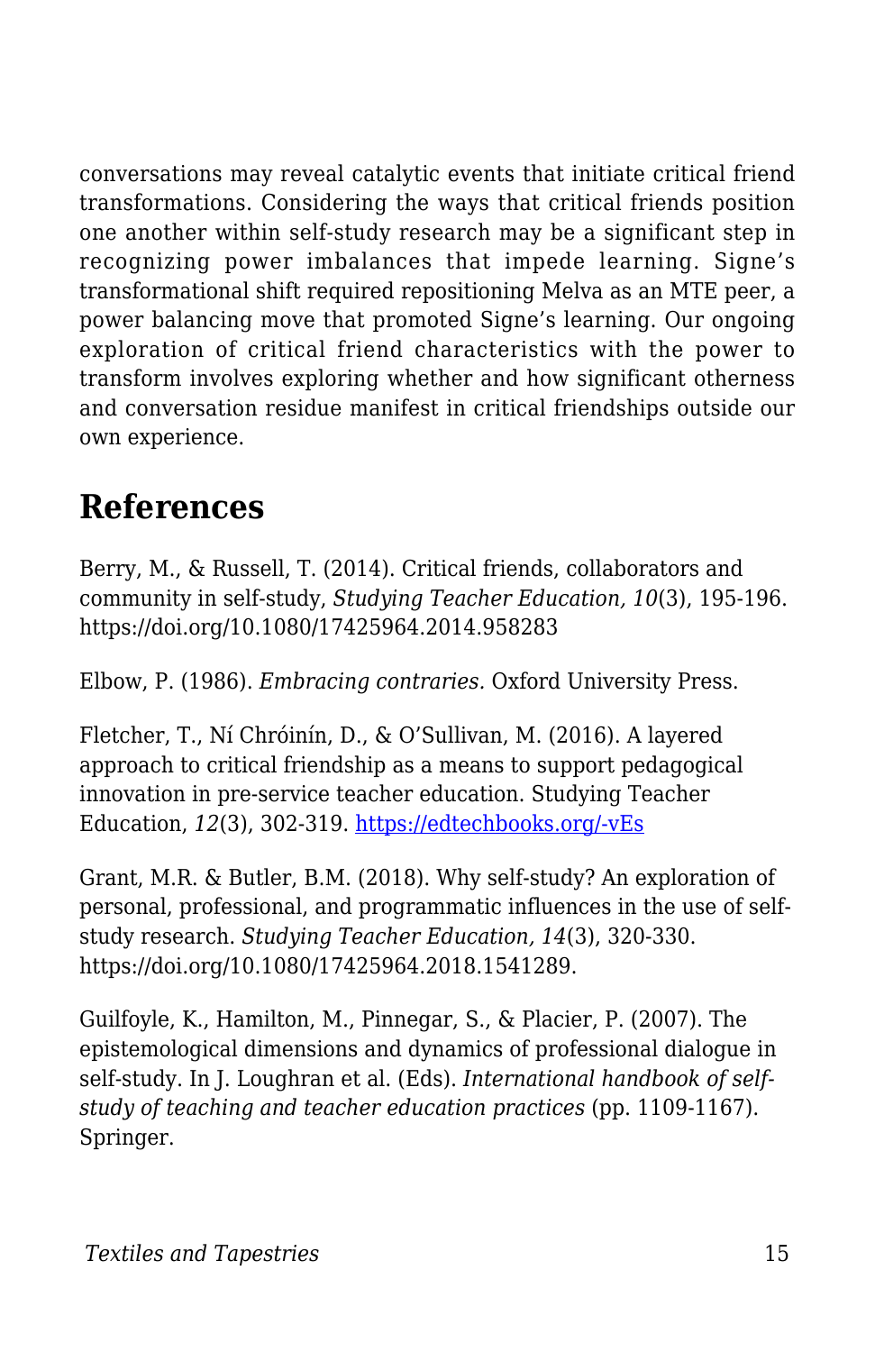conversations may reveal catalytic events that initiate critical friend transformations. Considering the ways that critical friends position one another within self-study research may be a significant step in recognizing power imbalances that impede learning. Signe's transformational shift required repositioning Melva as an MTE peer, a power balancing move that promoted Signe's learning. Our ongoing exploration of critical friend characteristics with the power to transform involves exploring whether and how significant otherness and conversation residue manifest in critical friendships outside our own experience.

## References

Berry, M., & Russell, T. (2014). Critical friends, collaborators and community in self-study, *Studying Teacher Education, 10*(3), 195-196. https://doi.org/10.1080/17425964.2014.958283

Elbow, P. (1986). *Embracing contraries.* Oxford University Press.

Fletcher, T., Ní Chróinín, D., & O'Sullivan, M. (2016). A layered approach to critical friendship as a means to support pedagogical innovation in pre-service teacher education. Studying Teacher Education, *12*(3), 302-319. [https://edtechbooks.org/-vEs](https://edtechbooks.org/-vEs)

Grant, M.R. & Butler, B.M. (2018). Why self-study? An exploration of personal, professional, and programmatic influences in the use of self-study research. *Studying Teacher Education, 14*(3), 320-330. https://doi.org/10.1080/17425964.2018.1541289.

Guilfoyle, K., Hamilton, M., Pinnegar, S., & Placier, P. (2007). The epistemological dimensions and dynamics of professional dialogue in self-study. In J. Loughran et al. (Eds). *International handbook of self-study of teaching and teacher education practices* (pp. 1109-1167). Springer.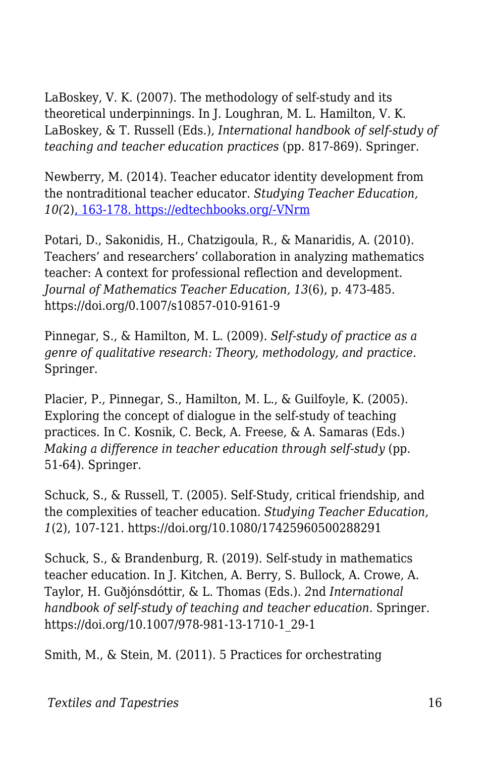LaBoskey, V. K. (2007). The methodology of self-study and its theoretical underpinnings. In J. Loughran, M. L. Hamilton, V. K. LaBoskey, & T. Russell (Eds.), *International handbook of self-study of teaching and teacher education practices* (pp. 817-869). Springer.

Newberry, M. (2014). Teacher educator identity development from the nontraditional teacher educator. *Studying Teacher Education, 10(*2), 163-178. https://edtechbooks.org/-VNrm

Potari, D., Sakonidis, H., Chatzigoula, R., & Manaridis, A. (2010). Teachers' and researchers' collaboration in analyzing mathematics teacher: A context for professional reflection and development. *Journal of Mathematics Teacher Education, 13*(6), p. 473-485. https://doi.org/0.1007/s10857-010-9161-9

Pinnegar, S., & Hamilton, M. L. (2009). *Self-study of practice as a genre of qualitative research: Theory, methodology, and practice*. Springer.

Placier, P., Pinnegar, S., Hamilton, M. L., & Guilfoyle, K. (2005). Exploring the concept of dialogue in the self-study of teaching practices. In C. Kosnik, C. Beck, A. Freese, & A. Samaras (Eds.) *Making a difference in teacher education through self-study* (pp. 51-64). Springer.

Schuck, S., & Russell, T. (2005). Self-Study, critical friendship, and the complexities of teacher education. *Studying Teacher Education, 1*(2), 107-121. https://doi.org/10.1080/17425960500288291

Schuck, S., & Brandenburg, R. (2019). Self-study in mathematics teacher education. In J. Kitchen, A. Berry, S. Bullock, A. Crowe, A. Taylor, H. Guðjónsdóttir, & L. Thomas (Eds.). 2nd *International handbook of self-study of teaching and teacher education*. Springer. https://doi.org/10.1007/978-981-13-1710-1_29-1

Smith, M., & Stein, M. (2011). 5 Practices for orchestrating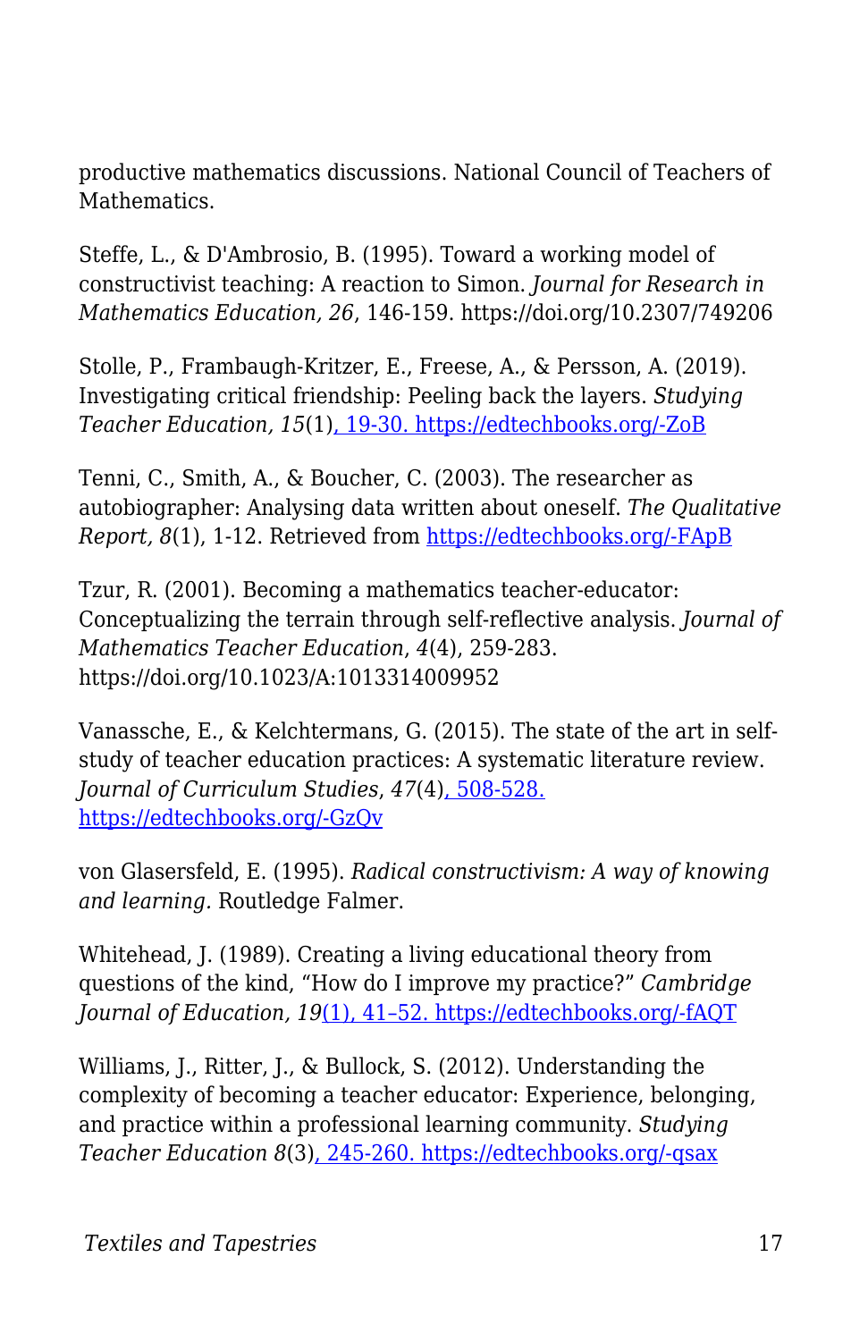productive mathematics discussions. National Council of Teachers of Mathematics.

Steffe, L., & D'Ambrosio, B. (1995). Toward a working model of constructivist teaching: A reaction to Simon. *Journal for Research in Mathematics Education, 26*, 146-159. https://doi.org/10.2307/749206

Stolle, P., Frambaugh-Kritzer, E., Freese, A., & Persson, A. (2019). Investigating critical friendship: Peeling back the layers. *Studying Teacher Education, 15*(1), 19-30. https://edtechbooks.org/-ZoB

Tenni, C., Smith, A., & Boucher, C. (2003). The researcher as autobiographer: Analysing data written about oneself. *The Qualitative Report, 8*(1), 1-12. Retrieved from https://edtechbooks.org/-FApB

Tzur, R. (2001). Becoming a mathematics teacher-educator: Conceptualizing the terrain through self-reflective analysis. *Journal of Mathematics Teacher Education*, *4*(4), 259-283. https://doi.org/10.1023/A:1013314009952

Vanassche, E., & Kelchtermans, G. (2015). The state of the art in self-study of teacher education practices: A systematic literature review. *Journal of Curriculum Studies*, *47*(4), 508-528. https://edtechbooks.org/-GzQv

von Glasersfeld, E. (1995). *Radical constructivism: A way of knowing and learning.* Routledge Falmer.

Whitehead, J. (1989). Creating a living educational theory from questions of the kind, "How do I improve my practice?" *Cambridge Journal of Education, 19*(1), 41–52. https://edtechbooks.org/-fAQT

Williams, J., Ritter, J., & Bullock, S. (2012). Understanding the complexity of becoming a teacher educator: Experience, belonging, and practice within a professional learning community. *Studying Teacher Education 8*(3), 245-260. https://edtechbooks.org/-qsax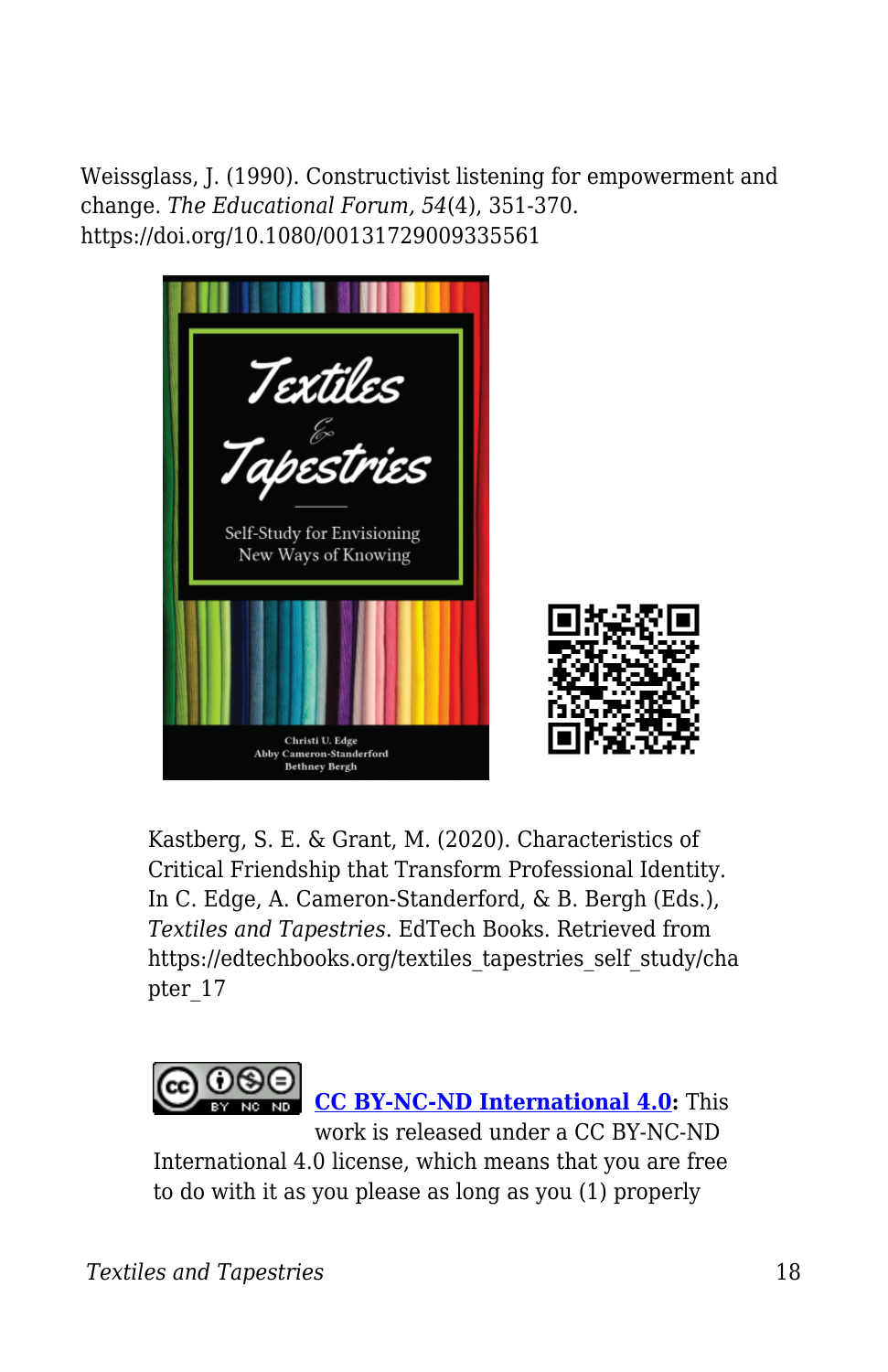Weissglass, J. (1990). Constructivist listening for empowerment and change. *The Educational Forum, 54*(4), 351-370. https://doi.org/10.1080/00131729009335561

Kastberg, S. E. & Grant, M. (2020). Characteristics of Critical Friendship that Transform Professional Identity. In C. Edge, A. Cameron-Standerford, & B. Bergh (Eds.), *Textiles and Tapestries*. EdTech Books. Retrieved from https://edtechbooks.org/textiles_tapestries_self_study/chapter_17

**[CC BY-NC-ND International 4.0](https://creativecommons.org/licenses/by-nc-nd/4.0/):** This work is released under a CC BY-NC-ND International 4.0 license, which means that you are free to do with it as you please as long as you (1) properly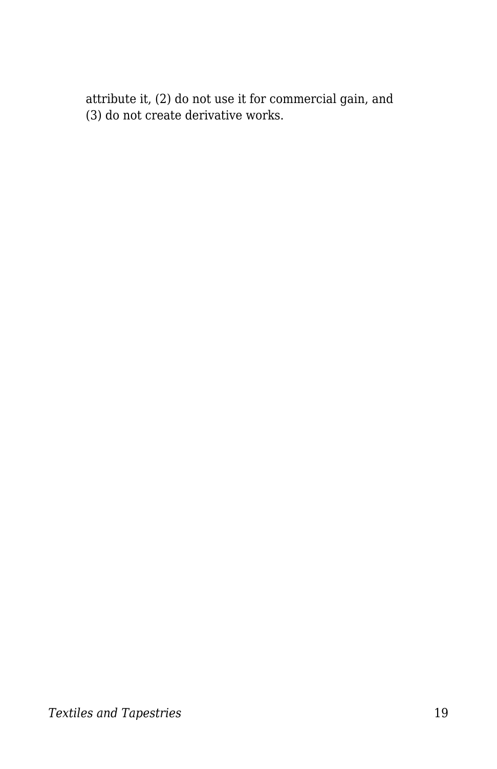attribute it, (2) do not use it for commercial gain, and (3) do not create derivative works.